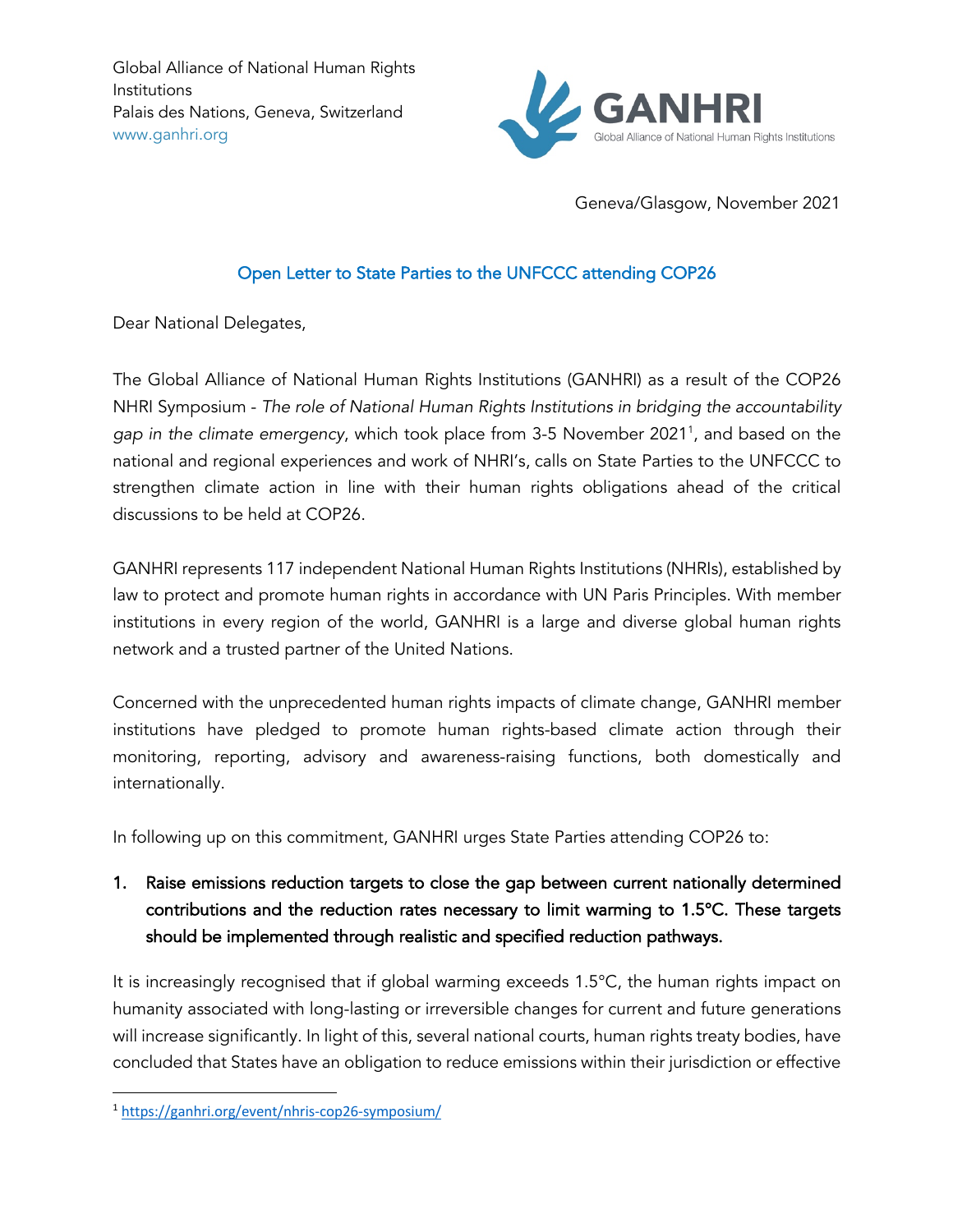Global Alliance of National Human Rights Institutions
Palais des Nations, Geneva, Switzerland
www.ganhri.org

GANHRI
Global Alliance of National Human Rights Institutions

Geneva/Glasgow, November 2021

## Open Letter to State Parties to the UNFCCC attending COP26

Dear National Delegates,

The Global Alliance of National Human Rights Institutions (GANHRI) as a result of the COP26 NHRI Symposium - *The role of National Human Rights Institutions in bridging the accountability gap in the climate emergency*, which took place from 3-5 November 2021[1], and based on the national and regional experiences and work of NHRI's, calls on State Parties to the UNFCCC to strengthen climate action in line with their human rights obligations ahead of the critical discussions to be held at COP26.

GANHRI represents 117 independent National Human Rights Institutions (NHRIs), established by law to protect and promote human rights in accordance with UN Paris Principles. With member institutions in every region of the world, GANHRI is a large and diverse global human rights network and a trusted partner of the United Nations.

Concerned with the unprecedented human rights impacts of climate change, GANHRI member institutions have pledged to promote human rights-based climate action through their monitoring, reporting, advisory and awareness-raising functions, both domestically and internationally.

In following up on this commitment, GANHRI urges State Parties attending COP26 to:

1. Raise emissions reduction targets to close the gap between current nationally determined contributions and the reduction rates necessary to limit warming to 1.5°C. These targets should be implemented through realistic and specified reduction pathways.

It is increasingly recognised that if global warming exceeds 1.5°C, the human rights impact on humanity associated with long-lasting or irreversible changes for current and future generations will increase significantly. In light of this, several national courts, human rights treaty bodies, have concluded that States have an obligation to reduce emissions within their jurisdiction or effective

[1] https://ganhri.org/event/nhris-cop26-symposium/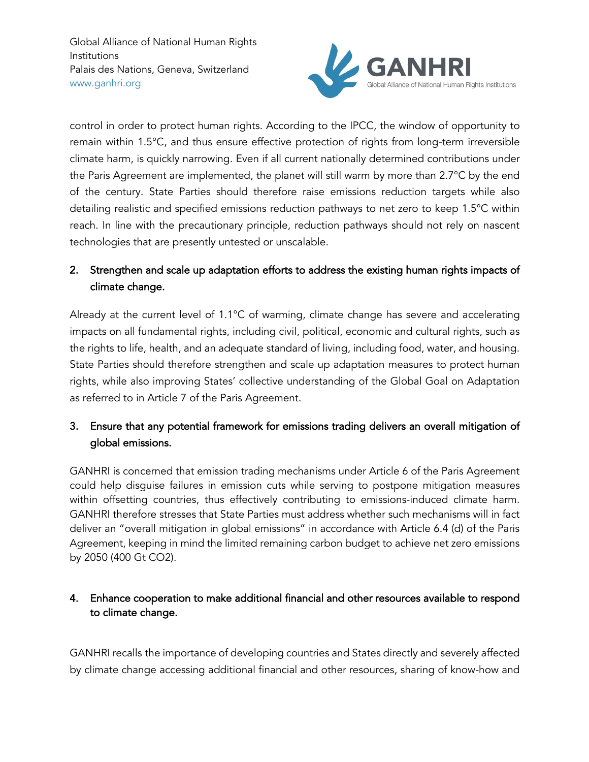control in order to protect human rights. According to the IPCC, the window of opportunity to remain within 1.5°C, and thus ensure effective protection of rights from long-term irreversible climate harm, is quickly narrowing. Even if all current nationally determined contributions under the Paris Agreement are implemented, the planet will still warm by more than 2.7°C by the end of the century. State Parties should therefore raise emissions reduction targets while also detailing realistic and specified emissions reduction pathways to net zero to keep 1.5°C within reach. In line with the precautionary principle, reduction pathways should not rely on nascent technologies that are presently untested or unscalable.

2. **Strengthen and scale up adaptation efforts to address the existing human rights impacts of climate change.**

Already at the current level of 1.1°C of warming, climate change has severe and accelerating impacts on all fundamental rights, including civil, political, economic and cultural rights, such as the rights to life, health, and an adequate standard of living, including food, water, and housing. State Parties should therefore strengthen and scale up adaptation measures to protect human rights, while also improving States' collective understanding of the Global Goal on Adaptation as referred to in Article 7 of the Paris Agreement.

3. **Ensure that any potential framework for emissions trading delivers an overall mitigation of global emissions.**

GANHRI is concerned that emission trading mechanisms under Article 6 of the Paris Agreement could help disguise failures in emission cuts while serving to postpone mitigation measures within offsetting countries, thus effectively contributing to emissions-induced climate harm. GANHRI therefore stresses that State Parties must address whether such mechanisms will in fact deliver an "overall mitigation in global emissions" in accordance with Article 6.4 (d) of the Paris Agreement, keeping in mind the limited remaining carbon budget to achieve net zero emissions by 2050 (400 Gt $CO_2$).

4. **Enhance cooperation to make additional financial and other resources available to respond to climate change.**

GANHRI recalls the importance of developing countries and States directly and severely affected by climate change accessing additional financial and other resources, sharing of know-how and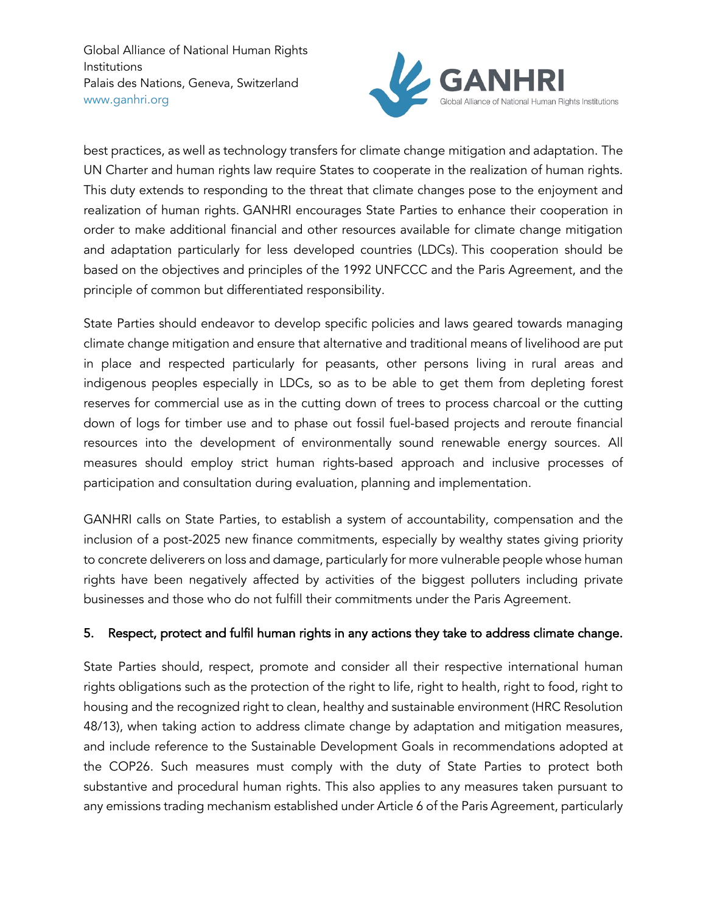best practices, as well as technology transfers for climate change mitigation and adaptation. The UN Charter and human rights law require States to cooperate in the realization of human rights. This duty extends to responding to the threat that climate changes pose to the enjoyment and realization of human rights. GANHRI encourages State Parties to enhance their cooperation in order to make additional financial and other resources available for climate change mitigation and adaptation particularly for less developed countries (LDCs). This cooperation should be based on the objectives and principles of the 1992 UNFCCC and the Paris Agreement, and the principle of common but differentiated responsibility.

State Parties should endeavor to develop specific policies and laws geared towards managing climate change mitigation and ensure that alternative and traditional means of livelihood are put in place and respected particularly for peasants, other persons living in rural areas and indigenous peoples especially in LDCs, so as to be able to get them from depleting forest reserves for commercial use as in the cutting down of trees to process charcoal or the cutting down of logs for timber use and to phase out fossil fuel-based projects and reroute financial resources into the development of environmentally sound renewable energy sources. All measures should employ strict human rights-based approach and inclusive processes of participation and consultation during evaluation, planning and implementation.

GANHRI calls on State Parties, to establish a system of accountability, compensation and the inclusion of a post-2025 new finance commitments, especially by wealthy states giving priority to concrete deliverers on loss and damage, particularly for more vulnerable people whose human rights have been negatively affected by activities of the biggest polluters including private businesses and those who do not fulfill their commitments under the Paris Agreement.

## 5. Respect, protect and fulfil human rights in any actions they take to address climate change.

State Parties should, respect, promote and consider all their respective international human rights obligations such as the protection of the right to life, right to health, right to food, right to housing and the recognized right to clean, healthy and sustainable environment (HRC Resolution 48/13), when taking action to address climate change by adaptation and mitigation measures, and include reference to the Sustainable Development Goals in recommendations adopted at the COP26. Such measures must comply with the duty of State Parties to protect both substantive and procedural human rights. This also applies to any measures taken pursuant to any emissions trading mechanism established under Article 6 of the Paris Agreement, particularly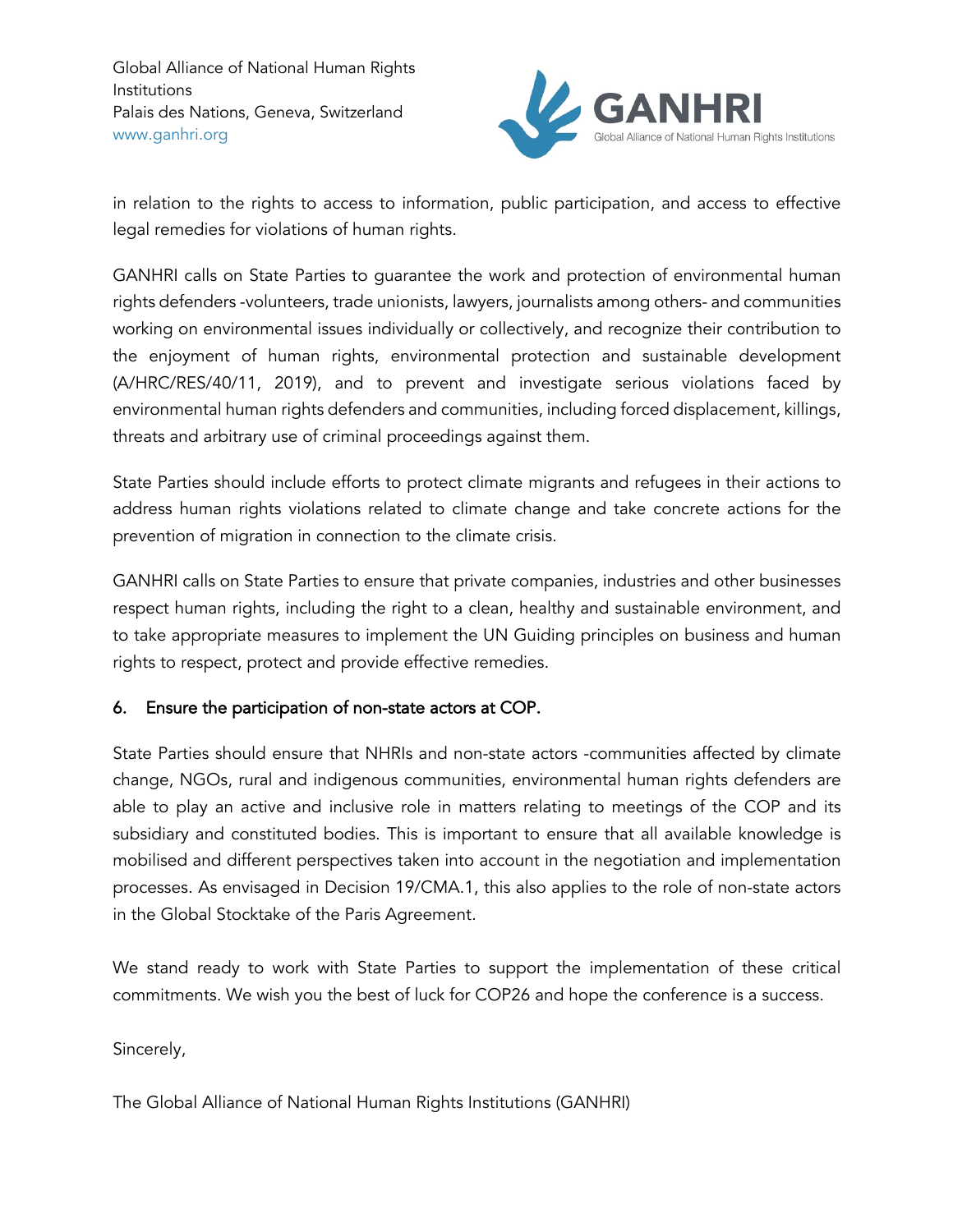in relation to the rights to access to information, public participation, and access to effective legal remedies for violations of human rights.

GANHRI calls on State Parties to guarantee the work and protection of environmental human rights defenders -volunteers, trade unionists, lawyers, journalists among others- and communities working on environmental issues individually or collectively, and recognize their contribution to the enjoyment of human rights, environmental protection and sustainable development (A/HRC/RES/40/11, 2019), and to prevent and investigate serious violations faced by environmental human rights defenders and communities, including forced displacement, killings, threats and arbitrary use of criminal proceedings against them.

State Parties should include efforts to protect climate migrants and refugees in their actions to address human rights violations related to climate change and take concrete actions for the prevention of migration in connection to the climate crisis.

GANHRI calls on State Parties to ensure that private companies, industries and other businesses respect human rights, including the right to a clean, healthy and sustainable environment, and to take appropriate measures to implement the UN Guiding principles on business and human rights to respect, protect and provide effective remedies.

## 6. Ensure the participation of non-state actors at COP.

State Parties should ensure that NHRIs and non-state actors -communities affected by climate change, NGOs, rural and indigenous communities, environmental human rights defenders are able to play an active and inclusive role in matters relating to meetings of the COP and its subsidiary and constituted bodies. This is important to ensure that all available knowledge is mobilised and different perspectives taken into account in the negotiation and implementation processes. As envisaged in Decision 19/CMA.1, this also applies to the role of non-state actors in the Global Stocktake of the Paris Agreement.

We stand ready to work with State Parties to support the implementation of these critical commitments. We wish you the best of luck for COP26 and hope the conference is a success.

Sincerely,

The Global Alliance of National Human Rights Institutions (GANHRI)